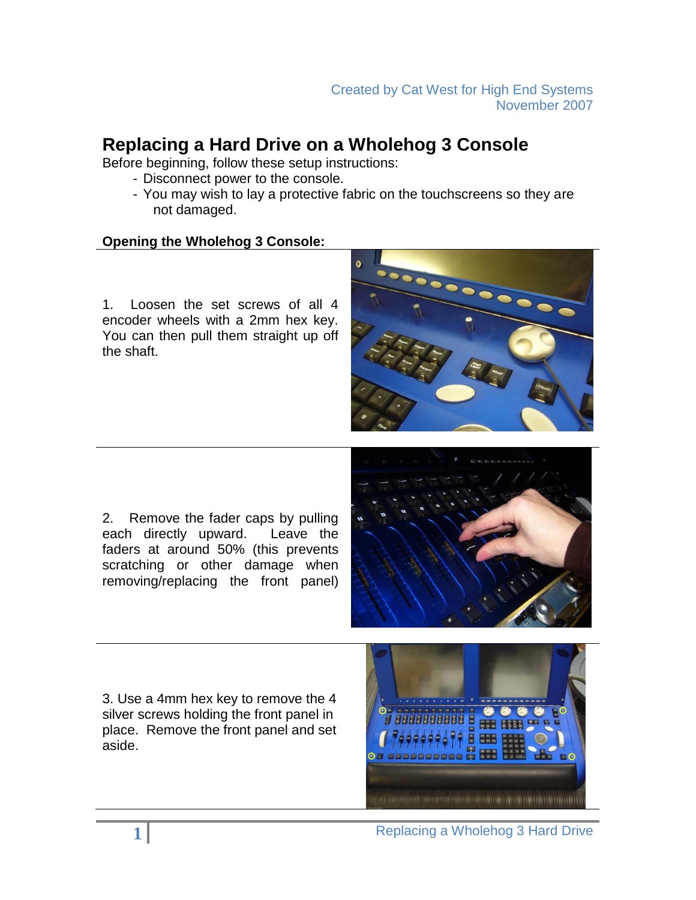Created by Cat West for High End Systems
November 2007

# Replacing a Hard Drive on a Wholehog 3 Console

Before beginning, follow these setup instructions:

- Disconnect power to the console.
- You may wish to lay a protective fabric on the touchscreens so they are not damaged.

**Opening the Wholehog 3 Console:**

1. Loosen the set screws of all 4 encoder wheels with a 2mm hex key. You can then pull them straight up off the shaft.

2. Remove the fader caps by pulling each directly upward. Leave the faders at around 50% (this prevents scratching or other damage when removing/replacing the front panel)

3. Use a 4mm hex key to remove the 4 silver screws holding the front panel in place. Remove the front panel and set aside.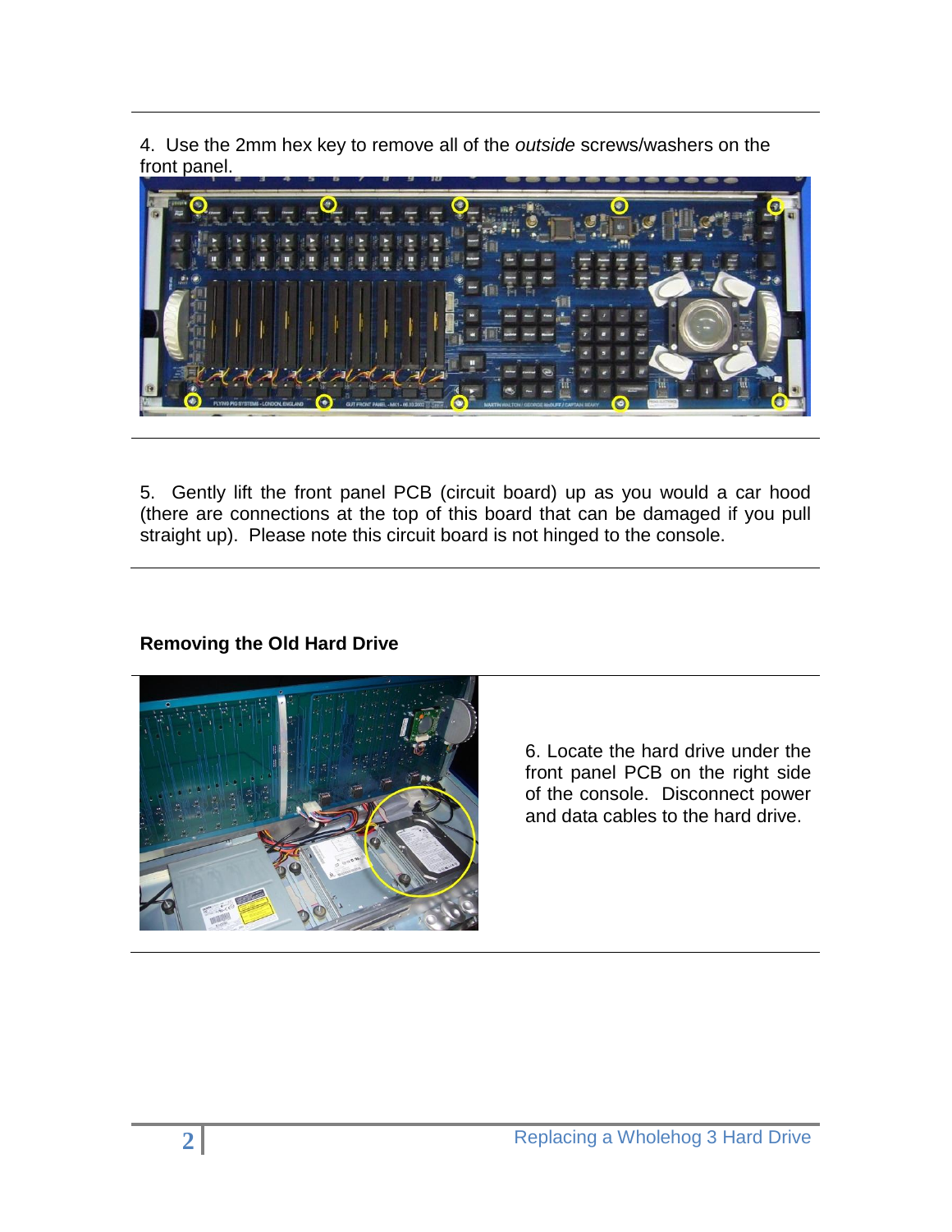4. Use the 2mm hex key to remove all of the *outside* screws/washers on the front panel.

5. Gently lift the front panel PCB (circuit board) up as you would a car hood (there are connections at the top of this board that can be damaged if you pull straight up). Please note this circuit board is not hinged to the console.

**Removing the Old Hard Drive**

6. Locate the hard drive under the front panel PCB on the right side of the console. Disconnect power and data cables to the hard drive.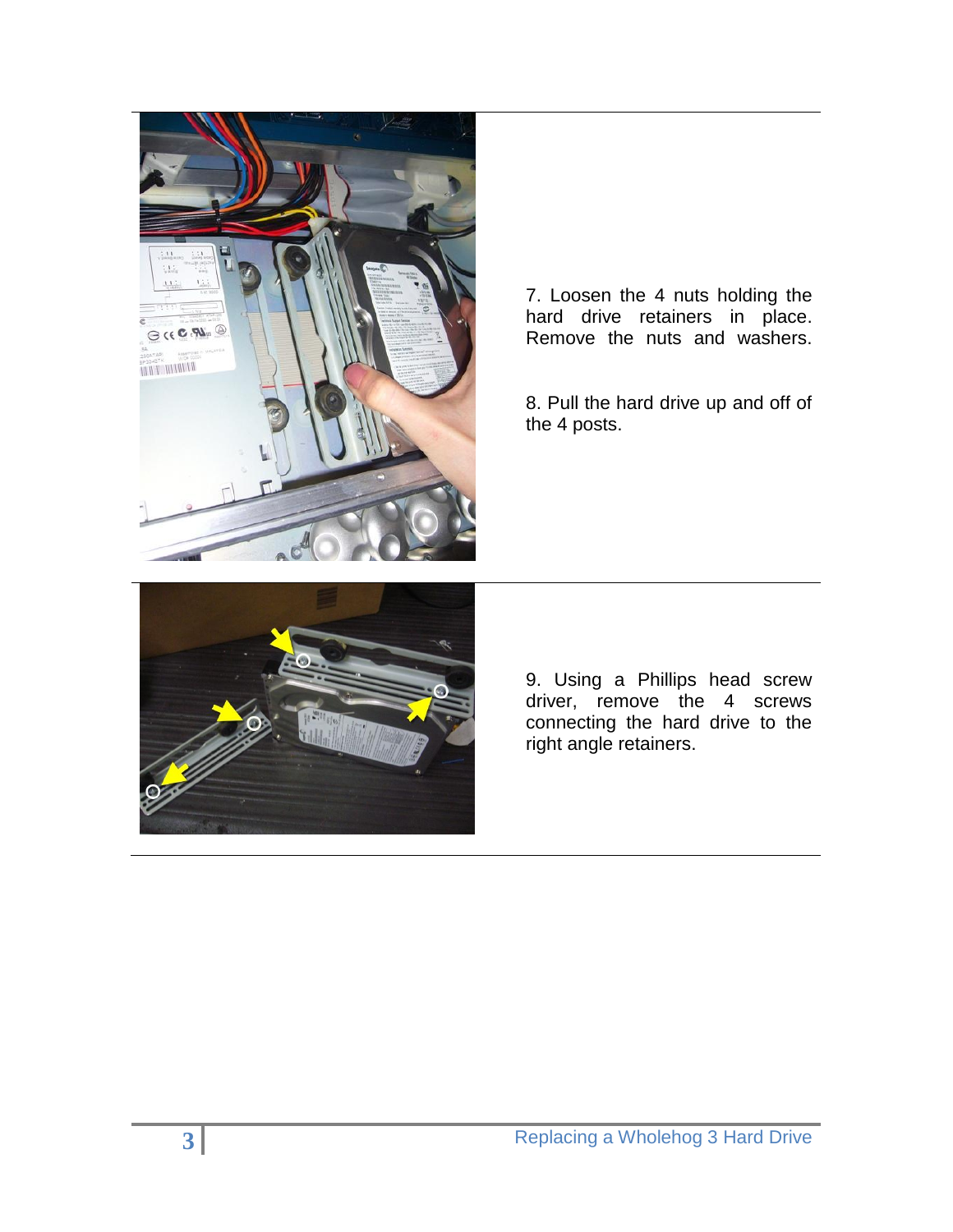7. Loosen the 4 nuts holding the hard drive retainers in place. Remove the nuts and washers.

8. Pull the hard drive up and off of the 4 posts.

9. Using a Phillips head screw driver, remove the 4 screws connecting the hard drive to the right angle retainers.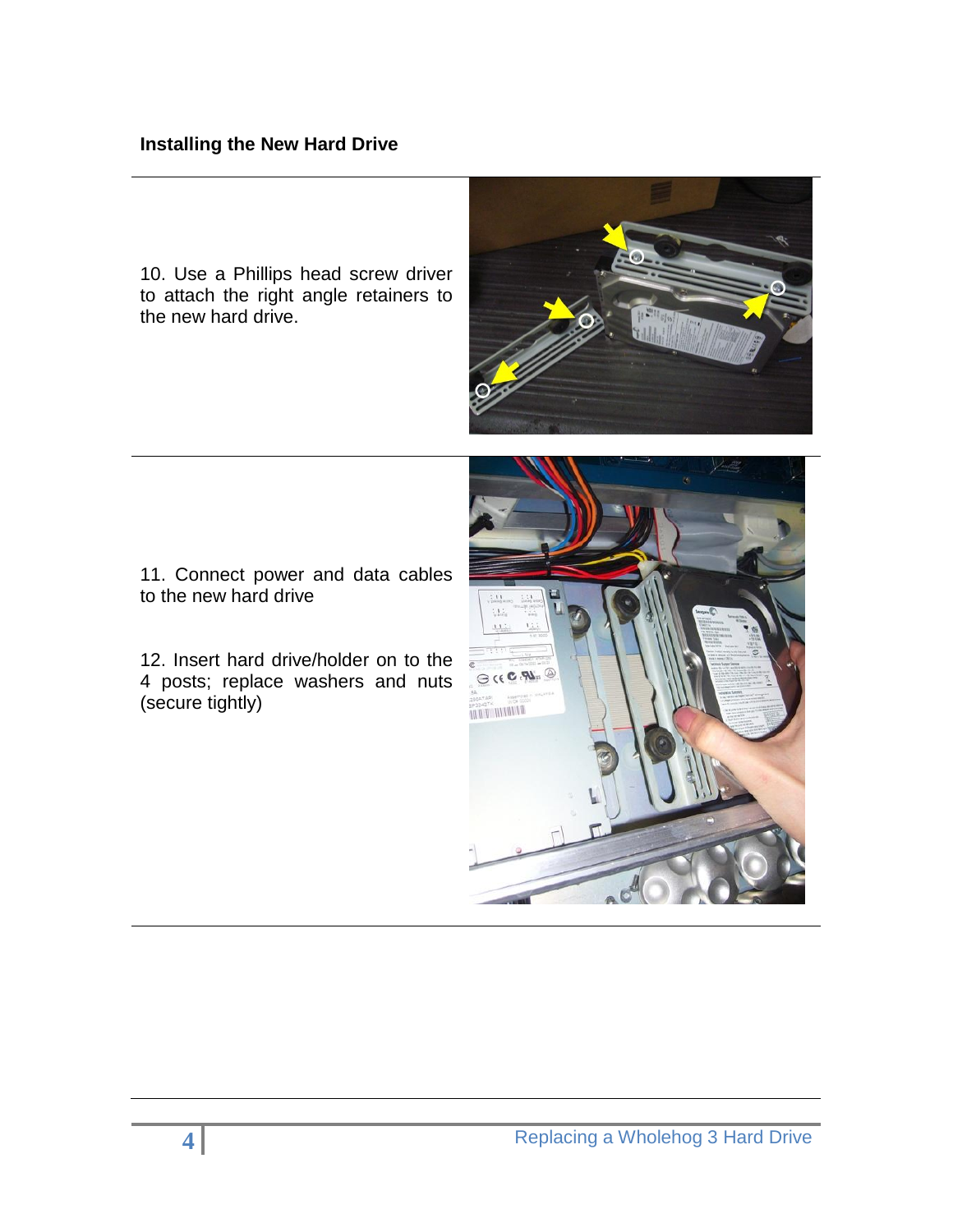### Installing the New Hard Drive

10. Use a Phillips head screw driver to attach the right angle retainers to the new hard drive.

11. Connect power and data cables to the new hard drive

12. Insert hard drive/holder on to the 4 posts; replace washers and nuts (secure tightly)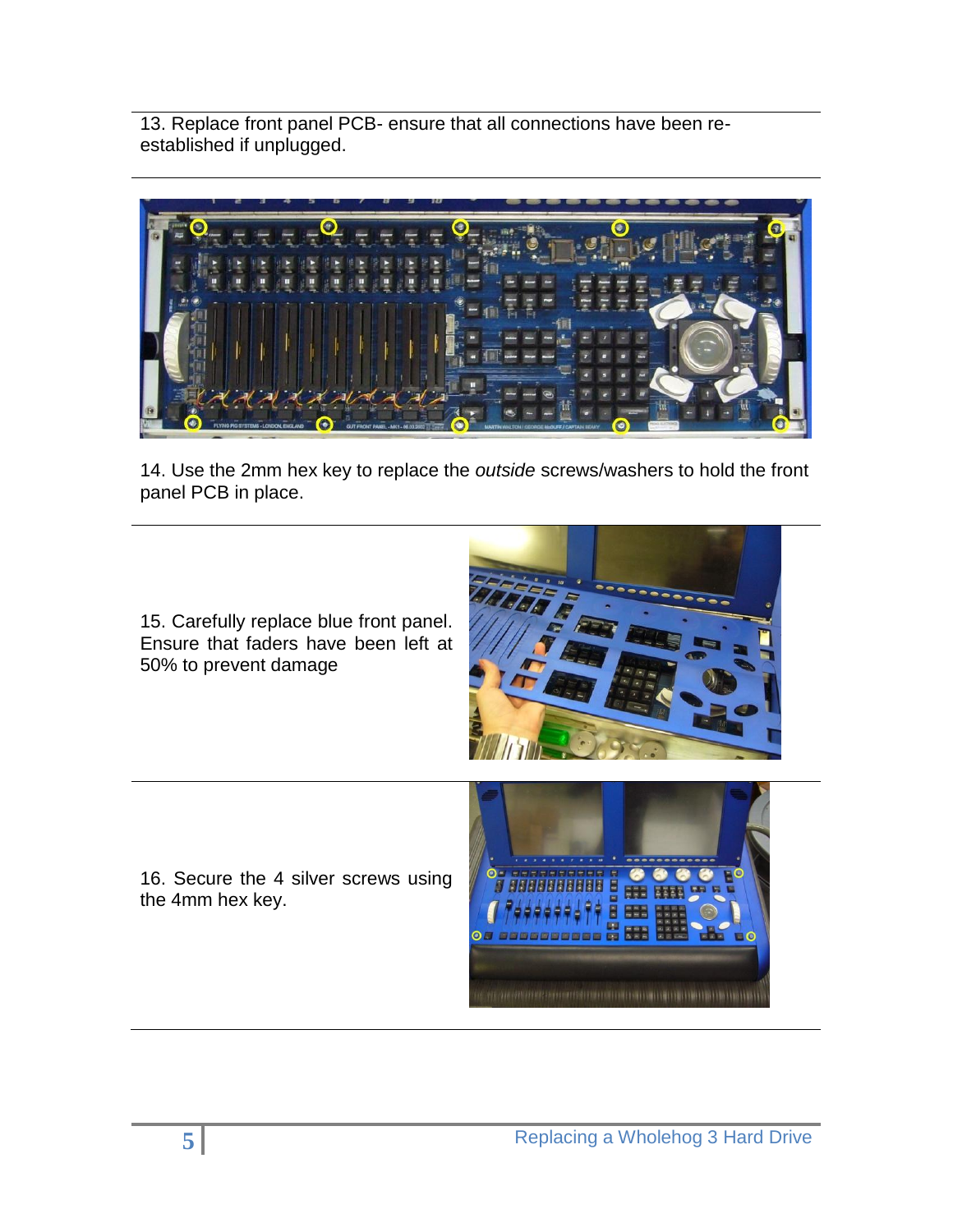13. Replace front panel PCB- ensure that all connections have been re-established if unplugged.

14. Use the 2mm hex key to replace the *outside* screws/washers to hold the front panel PCB in place.

15. Carefully replace blue front panel. Ensure that faders have been left at 50% to prevent damage

16. Secure the 4 silver screws using the 4mm hex key.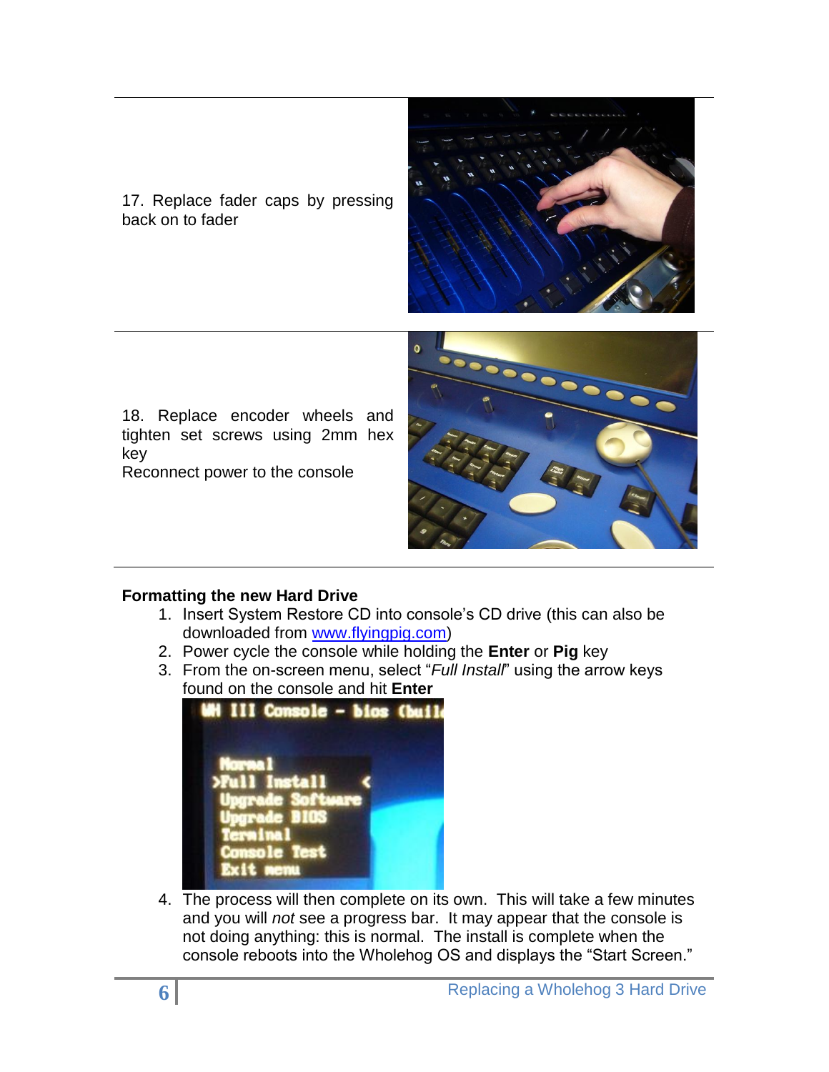17. Replace fader caps by pressing back on to fader

18. Replace encoder wheels and tighten set screws using 2mm hex key

Reconnect power to the console

**Formatting the new Hard Drive**

1. Insert System Restore CD into console's CD drive (this can also be downloaded from [www.flyingpig.com](http://www.flyingpig.com))
2. Power cycle the console while holding the **Enter** or **Pig** key
3. From the on-screen menu, select "*Full Install*" using the arrow keys found on the console and hit **Enter**
4. The process will then complete on its own. This will take a few minutes and you will *not* see a progress bar. It may appear that the console is not doing anything: this is normal. The install is complete when the console reboots into the Wholehog OS and displays the "Start Screen."